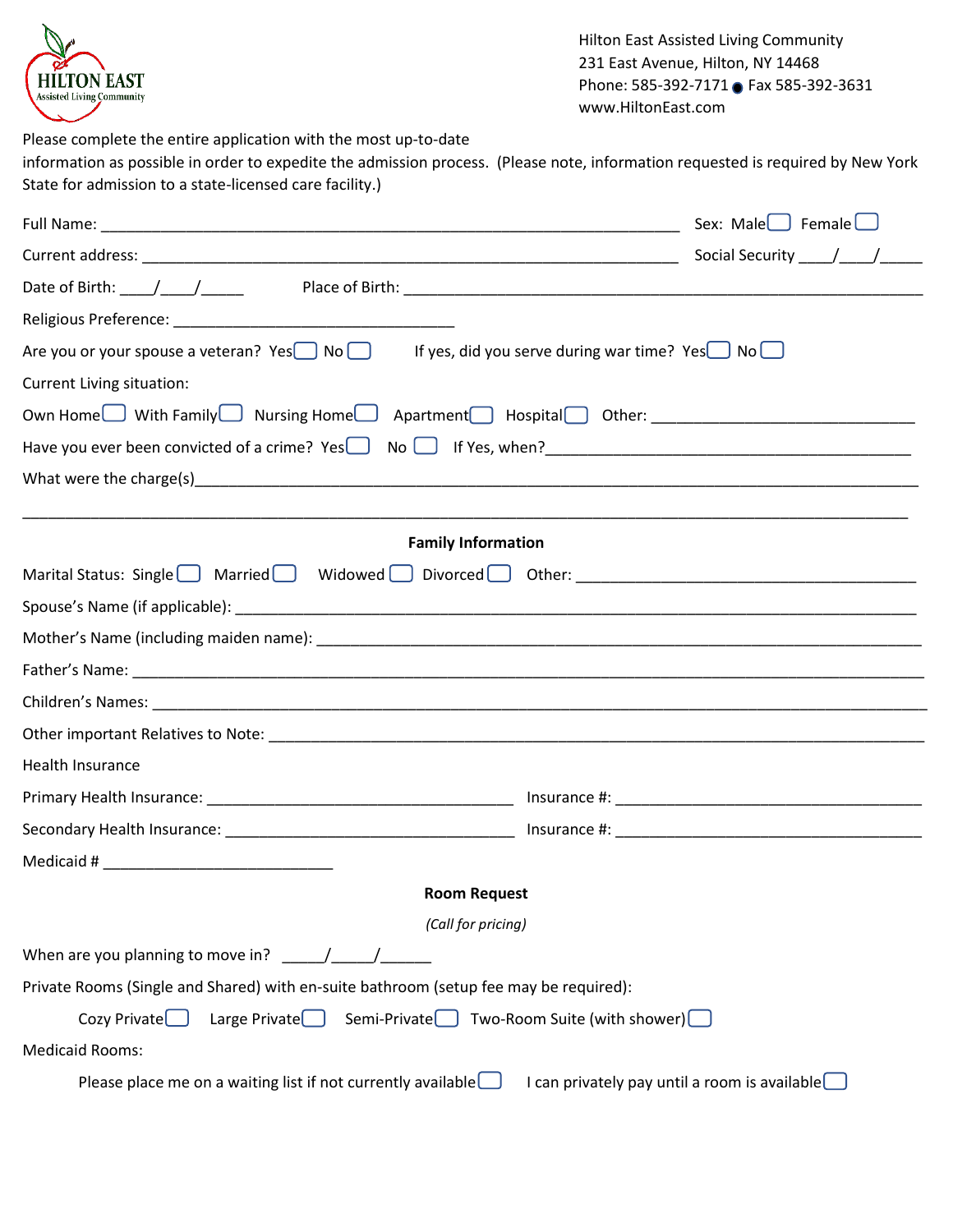HILTON EAST
Assisted Living Community

Hilton East Assisted Living Community
231 East Avenue, Hilton, NY 14468
Phone: 585-392-7171 ● Fax 585-392-3631
www.HiltonEast.com

Please complete the entire application with the most up-to-date information as possible in order to expedite the admission process. (Please note, information requested is required by New York State for admission to a state-licensed care facility.)

Full Name: ______________________________________________ Sex: Male ☐ Female ☐

Current address: ______________________________________________ Social Security ____/____/_____

Date of Birth: ____/____/_____ Place of Birth: ______________________________________________

Religious Preference: _________________________________

Are you or your spouse a veteran? Yes ☐ No ☐ If yes, did you serve during war time? Yes ☐ No ☐

Current Living situation:

Own Home ☐ With Family ☐ Nursing Home ☐ Apartment ☐ Hospital ☐ Other: ______________________________

Have you ever been convicted of a crime? Yes ☐ No ☐ If Yes, when? ________________________________________

What were the charge(s)_______________________________________________________________________________

_____________________________________________________________________________________________

## Family Information

Marital Status: Single ☐ Married ☐ Widowed ☐ Divorced ☐ Other: ______________________________________

Spouse's Name (if applicable): ______________________________________________________________________

Mother's Name (including maiden name): _______________________________________________________________

Father's Name: ___________________________________________________________________________________

Children's Names: _________________________________________________________________________________

Other important Relatives to Note: _________________________________________________________________

Health Insurance

Primary Health Insurance: ___________________________________ Insurance #: ___________________________________

Secondary Health Insurance: _________________________________ Insurance #: ___________________________________

Medicaid # ___________________________

## Room Request

*(Call for pricing)*

When are you planning to move in? _____/_____/______

Private Rooms (Single and Shared) with en-suite bathroom (setup fee may be required):

Cozy Private ☐ Large Private ☐ Semi-Private ☐ Two-Room Suite (with shower) ☐

Medicaid Rooms:

Please place me on a waiting list if not currently available ☐ I can privately pay until a room is available ☐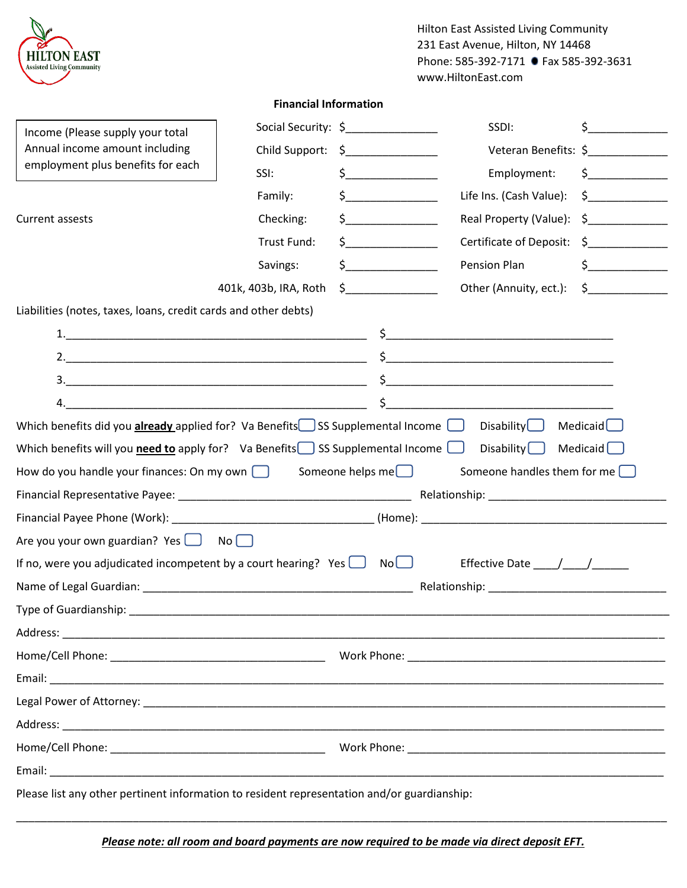Hilton East Assisted Living Community
231 East Avenue, Hilton, NY 14468
Phone: 585-392-7171 ● Fax 585-392-3631
www.HiltonEast.com

**Financial Information**

Income (Please supply your total Annual income amount including employment plus benefits for each

| | | | |
|---|---|---|---|
| Social Security: | $_______________ | SSDI: | $_____________ |
| Child Support: | $_______________ | Veteran Benefits: | $_____________ |
| SSI: | $_______________ | Employment: | $_____________ |
| Family: | $_______________ | Life Ins. (Cash Value): | $_____________ |

Current assests

| | | | |
|---|---|---|---|
| Checking: | $_______________ | Real Property (Value): | $_____________ |
| Trust Fund: | $_______________ | Certificate of Deposit: | $_____________ |
| Savings: | $_______________ | Pension Plan | $_____________ |
| 401k, 403b, IRA, Roth | $_______________ | Other (Annuity, ect.): | $_____________ |

Liabilities (notes, taxes, loans, credit cards and other debts)

1.__________________________________________________ $______________________________________

2.__________________________________________________ $______________________________________

3.__________________________________________________ $______________________________________

4.__________________________________________________ $______________________________________

Which benefits did you **already** applied for? Va Benefits ☐ SS Supplemental Income ☐ Disability ☐ Medicaid ☐

Which benefits will you **need to** apply for? Va Benefits ☐ SS Supplemental Income ☐ Disability ☐ Medicaid ☐

How do you handle your finances: On my own ☐ Someone helps me ☐ Someone handles them for me ☐

Financial Representative Payee: _______________________________________ Relationship: _____________________________

Financial Payee Phone (Work): _________________________________ (Home): _________________________________________

Are you your own guardian? Yes ☐ No ☐

If no, were you adjudicated incompetent by a court hearing? Yes ☐ No ☐ Effective Date ____/____/______

Name of Legal Guardian: _____________________________________________ Relationship: _____________________________

Type of Guardianship: _____________________________________________________________________________________

Address: _________________________________________________________________________________________________

Home/Cell Phone: ___________________________________ Work Phone: ___________________________________________

Email: ___________________________________________________________________________________________________

Legal Power of Attorney: ___________________________________________________________________________________

Address: _________________________________________________________________________________________________

Home/Cell Phone: ___________________________________ Work Phone: ___________________________________________

Email: ___________________________________________________________________________________________________

Please list any other pertinent information to resident representation and/or guardianship:

__________________________________________________________________________________________________________

***Please note: all room and board payments are now required to be made via direct deposit EFT.***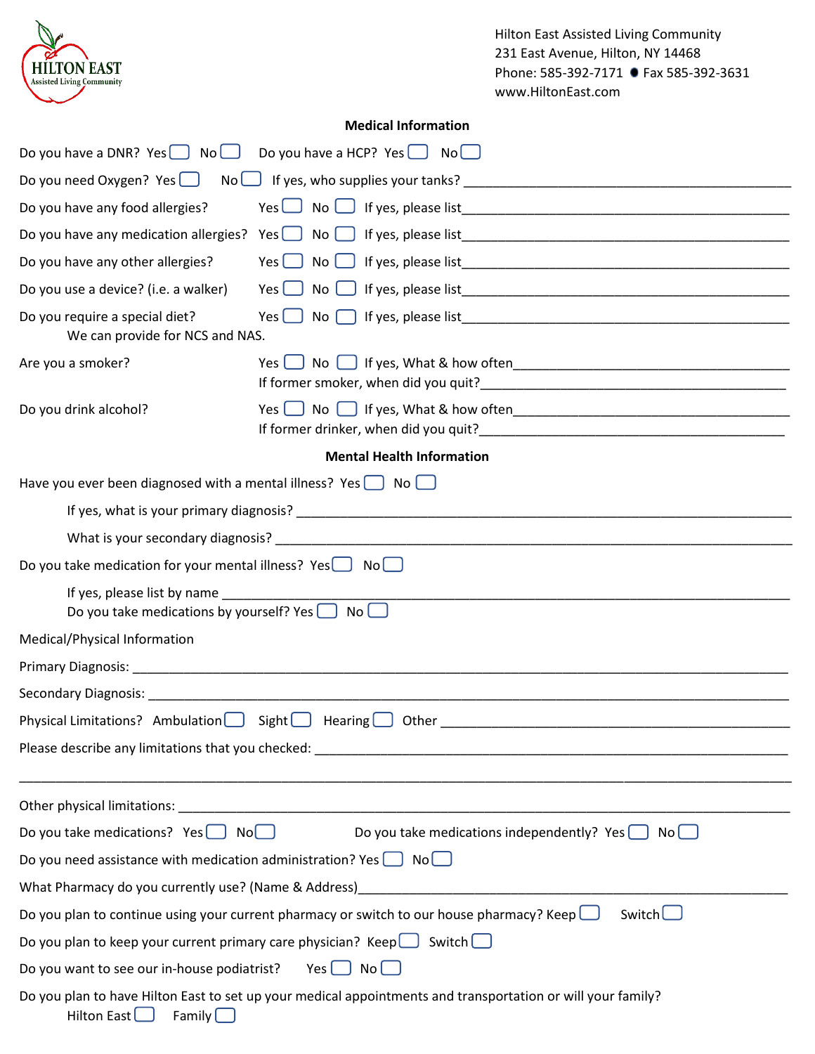Hilton East Assisted Living Community
231 East Avenue, Hilton, NY 14468
Phone: 585-392-7171 ● Fax 585-392-3631
www.HiltonEast.com

**Medical Information**

Do you have a DNR? Yes ☐ No ☐ Do you have a HCP? Yes ☐ No ☐

Do you need Oxygen? Yes ☐ No ☐ If yes, who supplies your tanks? ____________________

Do you have any food allergies? Yes ☐ No ☐ If yes, please list____________________

Do you have any medication allergies? Yes ☐ No ☐ If yes, please list____________________

Do you have any other allergies? Yes ☐ No ☐ If yes, please list____________________

Do you use a device? (i.e. a walker) Yes ☐ No ☐ If yes, please list____________________

Do you require a special diet? Yes ☐ No ☐ If yes, please list____________________
We can provide for NCS and NAS.

Are you a smoker? Yes ☐ No ☐ If yes, What & how often____________________
If former smoker, when did you quit?____________________

Do you drink alcohol? Yes ☐ No ☐ If yes, What & how often____________________
If former drinker, when did you quit?____________________

**Mental Health Information**

Have you ever been diagnosed with a mental illness? Yes ☐ No ☐

If yes, what is your primary diagnosis? ____________________

What is your secondary diagnosis? ____________________

Do you take medication for your mental illness? Yes ☐ No ☐

If yes, please list by name ____________________
Do you take medications by yourself? Yes ☐ No ☐

Medical/Physical Information

Primary Diagnosis: ____________________

Secondary Diagnosis: ____________________

Physical Limitations? Ambulation ☐ Sight ☐ Hearing ☐ Other ____________________

Please describe any limitations that you checked: ____________________

____________________

Other physical limitations: ____________________

Do you take medications? Yes ☐ No ☐ Do you take medications independently? Yes ☐ No ☐

Do you need assistance with medication administration? Yes ☐ No ☐

What Pharmacy do you currently use? (Name & Address)____________________

Do you plan to continue using your current pharmacy or switch to our house pharmacy? Keep ☐ Switch ☐

Do you plan to keep your current primary care physician? Keep ☐ Switch ☐

Do you want to see our in-house podiatrist? Yes ☐ No ☐

Do you plan to have Hilton East to set up your medical appointments and transportation or will your family?
Hilton East ☐ Family ☐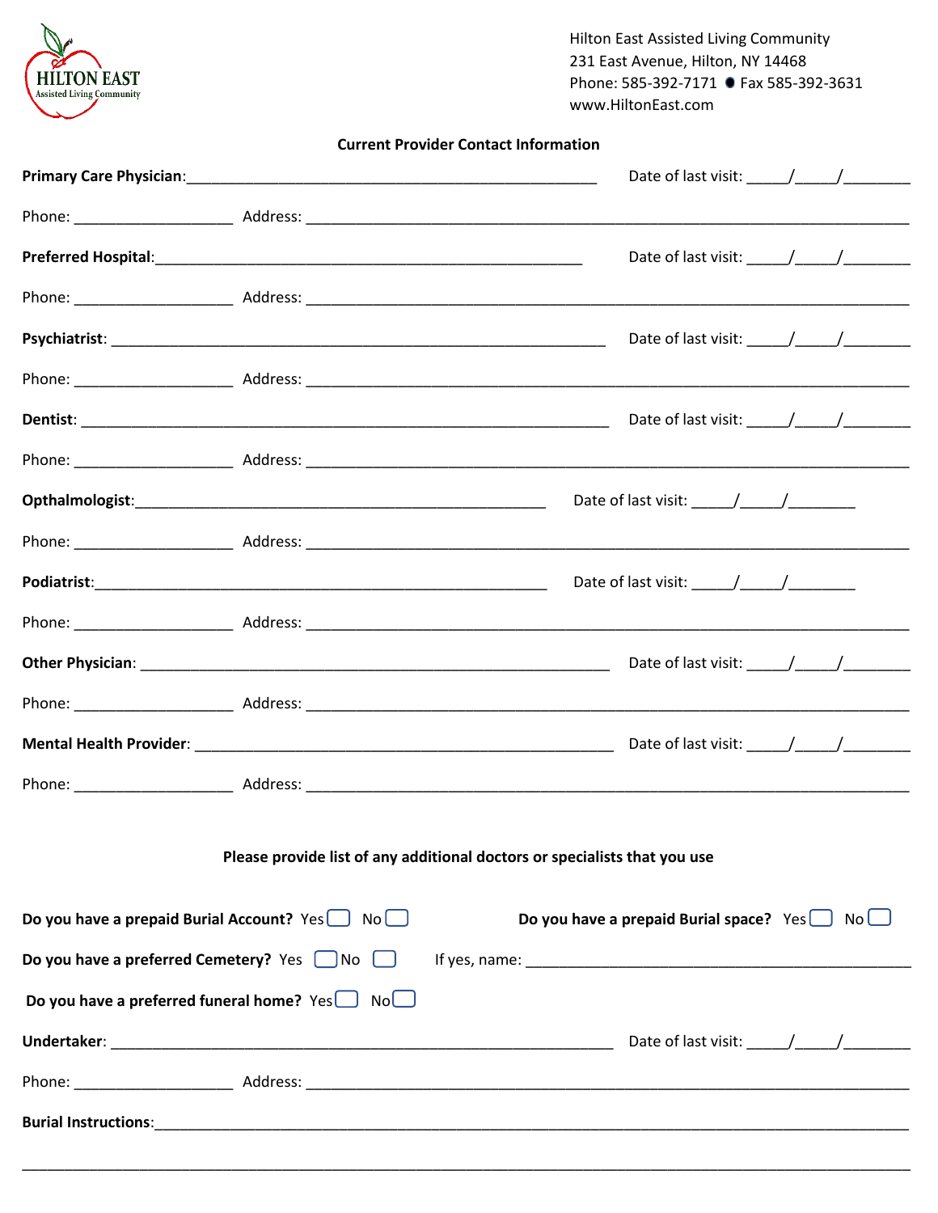HILTON EAST
Assisted Living Community

Hilton East Assisted Living Community
231 East Avenue, Hilton, NY 14468
Phone: 585-392-7171 ● Fax 585-392-3631
www.HiltonEast.com

**Current Provider Contact Information**

**Primary Care Physician**:_______________________________________________ Date of last visit: _____/_____/________

Phone: ___________________ Address: ________________________________________________________________________

**Preferred Hospital**:___________________________________________________ Date of last visit: _____/_____/________

Phone: ___________________ Address: ________________________________________________________________________

**Psychiatrist**: __________________________________________________________ Date of last visit: _____/_____/________

Phone: ___________________ Address: ________________________________________________________________________

**Dentist**: ______________________________________________________________ Date of last visit: _____/_____/________

Phone: ___________________ Address: ________________________________________________________________________

**Opthalmologist**:_________________________________________________ Date of last visit: _____/_____/________

Phone: ___________________ Address: ________________________________________________________________________

**Podiatrist**:_____________________________________________________ Date of last visit: _____/_____/________

Phone: ___________________ Address: ________________________________________________________________________

**Other Physician**: _______________________________________________________ Date of last visit: _____/_____/________

Phone: ___________________ Address: ________________________________________________________________________

**Mental Health Provider**: _________________________________________________ Date of last visit: _____/_____/________

Phone: ___________________ Address: ________________________________________________________________________

**Please provide list of any additional doctors or specialists that you use**

**Do you have a prepaid Burial Account?** Yes ☐ No ☐ **Do you have a prepaid Burial space?** Yes ☐ No ☐

**Do you have a preferred Cemetery?** Yes ☐ No ☐ If yes, name: ___________________________________________

**Do you have a preferred funeral home?** Yes ☐ No ☐

**Undertaker**: __________________________________________________________ Date of last visit: _____/_____/________

Phone: ___________________ Address: ________________________________________________________________________

**Burial Instructions**:________________________________________________________________________________________

______________________________________________________________________________________________________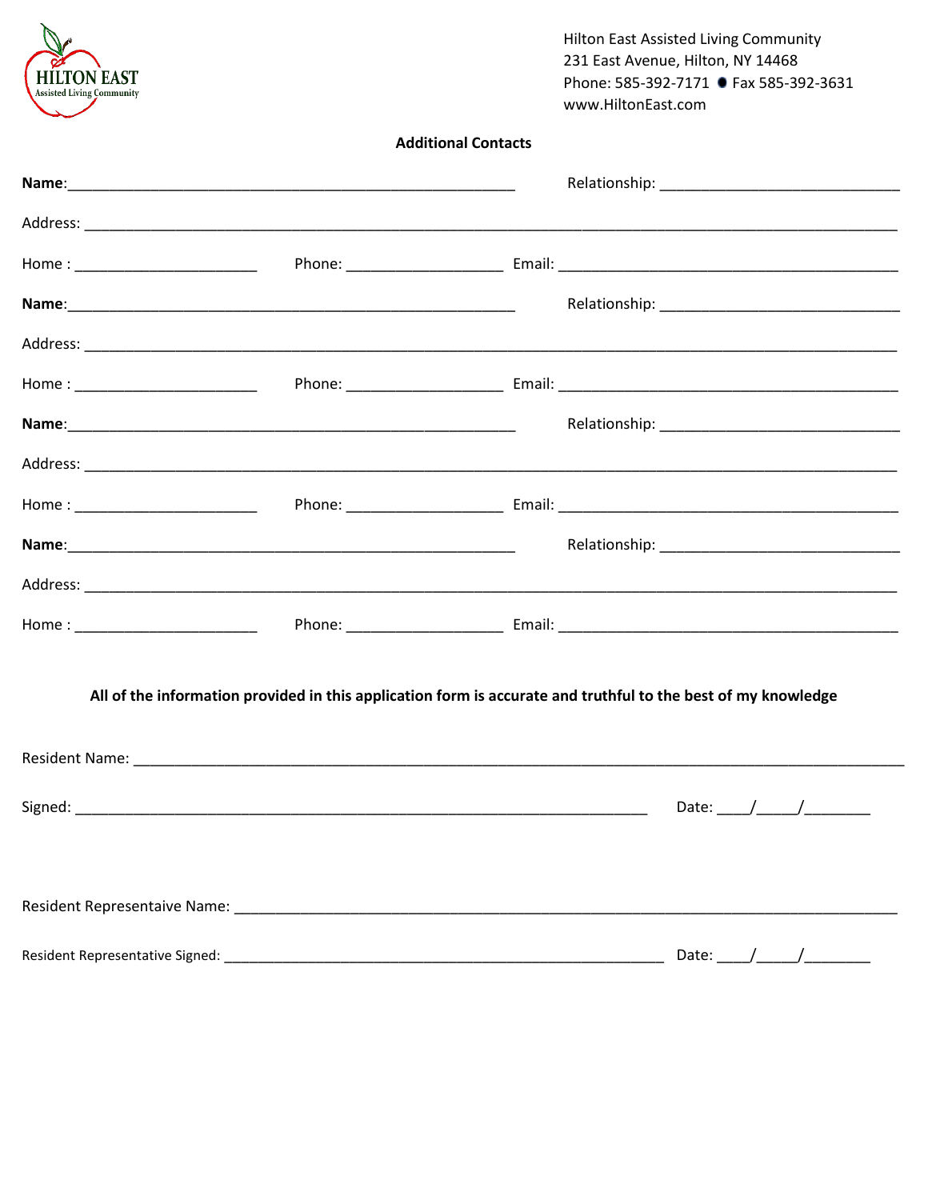HILTON EAST
Assisted Living Community

Hilton East Assisted Living Community
231 East Avenue, Hilton, NY 14468
Phone: 585-392-7171 ● Fax 585-392-3631
www.HiltonEast.com

**Additional Contacts**

**Name**:_______________________________________________ Relationship: _________________________

Address: ________________________________________________________________________________

Home : ____________________ Phone: __________________ Email: ____________________________________

**Name**:_______________________________________________ Relationship: _________________________

Address: ________________________________________________________________________________

Home : ____________________ Phone: __________________ Email: ____________________________________

**Name**:_______________________________________________ Relationship: _________________________

Address: ________________________________________________________________________________

Home : ____________________ Phone: __________________ Email: ____________________________________

**Name**:_______________________________________________ Relationship: _________________________

Address: ________________________________________________________________________________

Home : ____________________ Phone: __________________ Email: ____________________________________

**All of the information provided in this application form is accurate and truthful to the best of my knowledge**

Resident Name: ___________________________________________________________________________

Signed: ______________________________________________________________ Date: ____/_____/________

Resident Representaive Name: _____________________________________________________________________

Resident Representative Signed: ___________________________________________________ Date: ____/_____/________